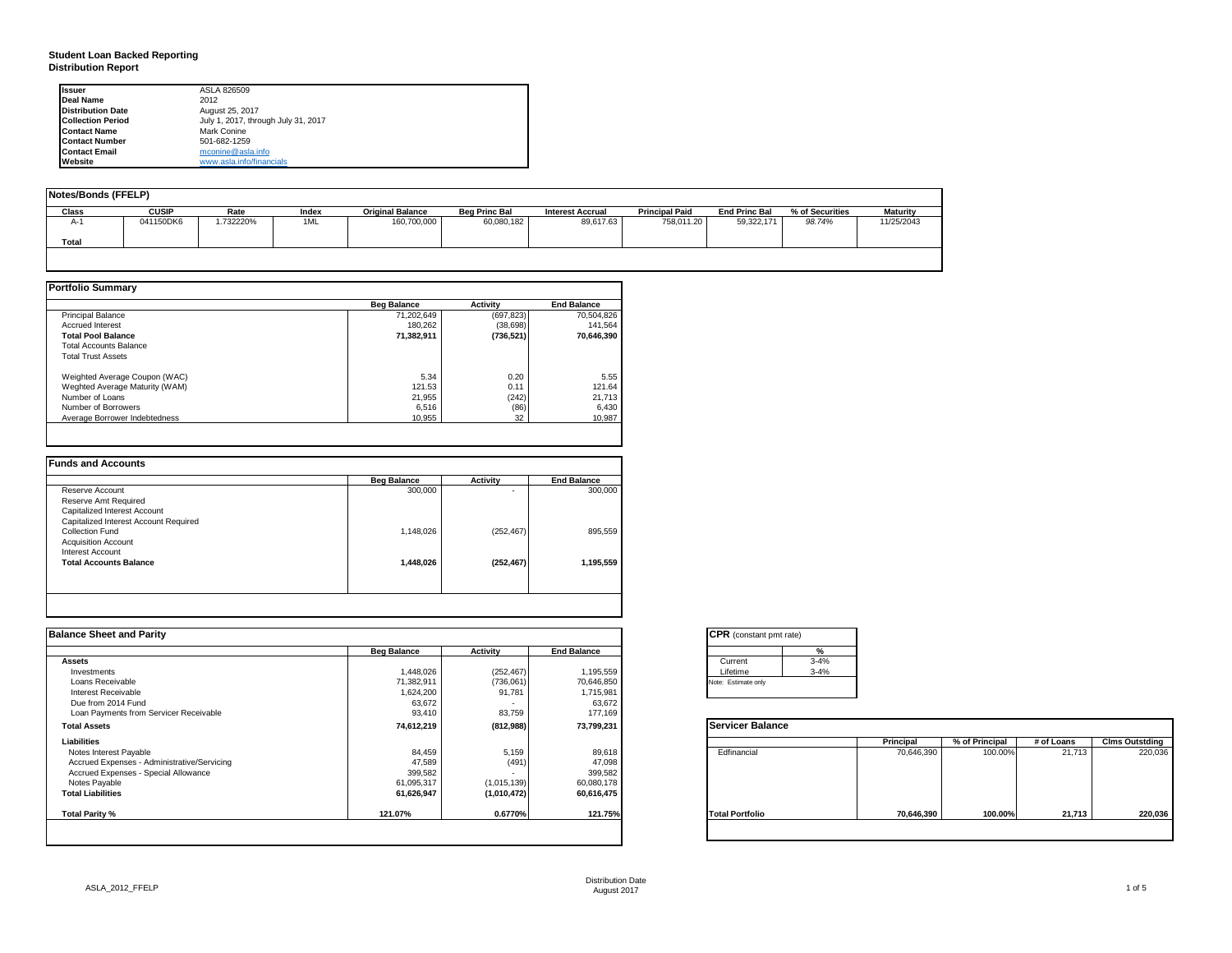**Student Loan Backed Reporting**
**Distribution Report**

| | |
|---|---|
| **Issuer** | ASLA 826509 |
| **Deal Name** | 2012 |
| **Distribution Date** | August 25, 2017 |
| **Collection Period** | July 1, 2017, through July 31, 2017 |
| **Contact Name** | Mark Conine |
| **Contact Number** | 501-682-1259 |
| **Contact Email** | mconine@asla.info |
| **Website** | www.asla.info/financials |

**Notes/Bonds (FFELP)**

| Class | CUSIP | Rate | Index | Original Balance | Beg Princ Bal | Interest Accrual | Principal Paid | End Princ Bal | % of Securities | Maturity |
|---|---|---|---|---|---|---|---|---|---|---|
| A-1 | 041150DK6 | 1.732220% | 1ML | 160,700,000 | 60,080,182 | 89,617.63 | 758,011.20 | 59,322,171 | 98.74% | 11/25/2043 |
| **Total** | | | | | | | | | | |

**Portfolio Summary**

| | Beg Balance | Activity | End Balance |
|---|---|---|---|
| Principal Balance | 71,202,649 | (697,823) | 70,504,826 |
| Accrued Interest | 180,262 | (38,698) | 141,564 |
| **Total Pool Balance** | **71,382,911** | **(736,521)** | **70,646,390** |
| Total Accounts Balance | | | |
| Total Trust Assets | | | |
| | | | |
| Weighted Average Coupon (WAC) | 5.34 | 0.20 | 5.55 |
| Weghted Average Maturity (WAM) | 121.53 | 0.11 | 121.64 |
| Number of Loans | 21,955 | (242) | 21,713 |
| Number of Borrowers | 6,516 | (86) | 6,430 |
| Average Borrower Indebtedness | 10,955 | 32 | 10,987 |

**Funds and Accounts**

| | Beg Balance | Activity | End Balance |
|---|---|---|---|
| Reserve Account | 300,000 | - | 300,000 |
| Reserve Amt Required | | | |
| Capitalized Interest Account | | | |
| Capitalized Interest Account Required | | | |
| Collection Fund | 1,148,026 | (252,467) | 895,559 |
| Acquisition Account | | | |
| Interest Account | | | |
| **Total Accounts Balance** | **1,448,026** | **(252,467)** | **1,195,559** |

**Balance Sheet and Parity**

| | Beg Balance | Activity | End Balance |
|---|---|---|---|
| **Assets** | | | |
| Investments | 1,448,026 | (252,467) | 1,195,559 |
| Loans Receivable | 71,382,911 | (736,061) | 70,646,850 |
| Interest Receivable | 1,624,200 | 91,781 | 1,715,981 |
| Due from 2014 Fund | 63,672 | - | 63,672 |
| Loan Payments from Servicer Receivable | 93,410 | 83,759 | 177,169 |
| **Total Assets** | **74,612,219** | **(812,988)** | **73,799,231** |
| **Liabilities** | | | |
| Notes Interest Payable | 84,459 | 5,159 | 89,618 |
| Accrued Expenses - Administrative/Servicing | 47,589 | (491) | 47,098 |
| Accrued Expenses - Special Allowance | 399,582 | - | 399,582 |
| Notes Payable | 61,095,317 | (1,015,139) | 60,080,178 |
| **Total Liabilities** | **61,626,947** | **(1,010,472)** | **60,616,475** |
| | | | |
| **Total Parity %** | **121.07%** | **0.6770%** | **121.75%** |

**CPR** (constant pmt rate)

| | % |
|---|---|
| Current | 3-4% |
| Lifetime | 3-4% |

Note: Estimate only

**Servicer Balance**

| | Principal | % of Principal | # of Loans | Clms Outstding |
|---|---|---|---|---|
| Edfinancial | 70,646,390 | 100.00% | 21,713 | 220,036 |
| **Total Portfolio** | **70,646,390** | **100.00%** | **21,713** | **220,036** |

ASLA_2012_FFELP

Distribution Date
August 2017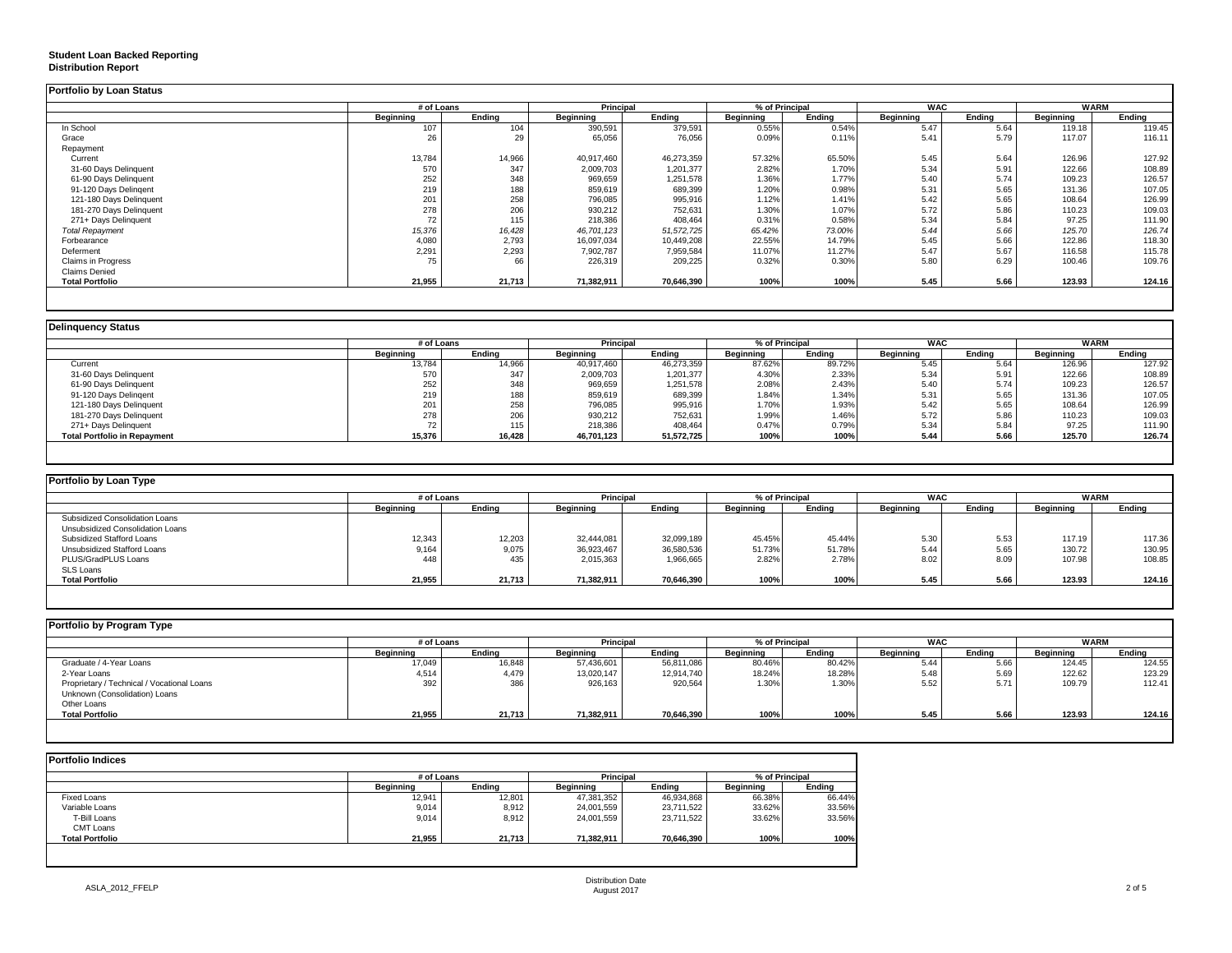**Student Loan Backed Reporting**
**Distribution Report**

## Portfolio by Loan Status

| | # of Loans | | Principal | | % of Principal | | WAC | | WARM | |
|---|---|---|---|---|---|---|---|---|---|---|
| | Beginning | Ending | Beginning | Ending | Beginning | Ending | Beginning | Ending | Beginning | Ending |
| In School | 107 | 104 | 390,591 | 379,591 | 0.55% | 0.54% | 5.47 | 5.64 | 119.18 | 119.45 |
| Grace | 26 | 29 | 65,056 | 76,056 | 0.09% | 0.11% | 5.41 | 5.79 | 117.07 | 116.11 |
| Repayment | | | | | | | | | | |
| Current | 13,784 | 14,966 | 40,917,460 | 46,273,359 | 57.32% | 65.50% | 5.45 | 5.64 | 126.96 | 127.92 |
| 31-60 Days Delinquent | 570 | 347 | 2,009,703 | 1,201,377 | 2.82% | 1.70% | 5.34 | 5.91 | 122.66 | 108.89 |
| 61-90 Days Delinquent | 252 | 348 | 969,659 | 1,251,578 | 1.36% | 1.77% | 5.40 | 5.74 | 109.23 | 126.57 |
| 91-120 Days Delingent | 219 | 188 | 859,619 | 689,399 | 1.20% | 0.98% | 5.31 | 5.65 | 131.36 | 107.05 |
| 121-180 Days Delinquent | 201 | 258 | 796,085 | 995,916 | 1.12% | 1.41% | 5.42 | 5.65 | 108.64 | 126.99 |
| 181-270 Days Delinquent | 278 | 206 | 930,212 | 752,631 | 1.30% | 1.07% | 5.72 | 5.86 | 110.23 | 109.03 |
| 271+ Days Delinquent | 72 | 115 | 218,386 | 408,464 | 0.31% | 0.58% | 5.34 | 5.84 | 97.25 | 111.90 |
| *Total Repayment* | *15,376* | *16,428* | *46,701,123* | *51,572,725* | *65.42%* | *73.00%* | *5.44* | *5.66* | *125.70* | *126.74* |
| Forbearance | 4,080 | 2,793 | 16,097,034 | 10,449,208 | 22.55% | 14.79% | 5.45 | 5.66 | 122.86 | 118.30 |
| Deferment | 2,291 | 2,293 | 7,902,787 | 7,959,584 | 11.07% | 11.27% | 5.47 | 5.67 | 116.58 | 115.78 |
| Claims in Progress | 75 | 66 | 226,319 | 209,225 | 0.32% | 0.30% | 5.80 | 6.29 | 100.46 | 109.76 |
| Claims Denied | | | | | | | | | | |
| **Total Portfolio** | **21,955** | **21,713** | **71,382,911** | **70,646,390** | **100%** | **100%** | **5.45** | **5.66** | **123.93** | **124.16** |

## Delinquency Status

| | # of Loans | | Principal | | % of Principal | | WAC | | WARM | |
|---|---|---|---|---|---|---|---|---|---|---|
| | Beginning | Ending | Beginning | Ending | Beginning | Ending | Beginning | Ending | Beginning | Ending |
| Current | 13,784 | 14,966 | 40,917,460 | 46,273,359 | 87.62% | 89.72% | 5.45 | 5.64 | 126.96 | 127.92 |
| 31-60 Days Delinquent | 570 | 347 | 2,009,703 | 1,201,377 | 4.30% | 2.33% | 5.34 | 5.91 | 122.66 | 108.89 |
| 61-90 Days Delinquent | 252 | 348 | 969,659 | 1,251,578 | 2.08% | 2.43% | 5.40 | 5.74 | 109.23 | 126.57 |
| 91-120 Days Delingent | 219 | 188 | 859,619 | 689,399 | 1.84% | 1.34% | 5.31 | 5.65 | 131.36 | 107.05 |
| 121-180 Days Delinquent | 201 | 258 | 796,085 | 995,916 | 1.70% | 1.93% | 5.42 | 5.65 | 108.64 | 126.99 |
| 181-270 Days Delinquent | 278 | 206 | 930,212 | 752,631 | 1.99% | 1.46% | 5.72 | 5.86 | 110.23 | 109.03 |
| 271+ Days Delinquent | 72 | 115 | 218,386 | 408,464 | 0.47% | 0.79% | 5.34 | 5.84 | 97.25 | 111.90 |
| **Total Portfolio in Repayment** | **15,376** | **16,428** | **46,701,123** | **51,572,725** | **100%** | **100%** | **5.44** | **5.66** | **125.70** | **126.74** |

## Portfolio by Loan Type

| | # of Loans | | Principal | | % of Principal | | WAC | | WARM | |
|---|---|---|---|---|---|---|---|---|---|---|
| | Beginning | Ending | Beginning | Ending | Beginning | Ending | Beginning | Ending | Beginning | Ending |
| Subsidized Consolidation Loans | | | | | | | | | | |
| Unsubsidized Consolidation Loans | | | | | | | | | | |
| Subsidized Stafford Loans | 12,343 | 12,203 | 32,444,081 | 32,099,189 | 45.45% | 45.44% | 5.30 | 5.53 | 117.19 | 117.36 |
| Unsubsidized Stafford Loans | 9,164 | 9,075 | 36,923,467 | 36,580,536 | 51.73% | 51.78% | 5.44 | 5.65 | 130.72 | 130.95 |
| PLUS/GradPLUS Loans | 448 | 435 | 2,015,363 | 1,966,665 | 2.82% | 2.78% | 8.02 | 8.09 | 107.98 | 108.85 |
| SLS Loans | | | | | | | | | | |
| **Total Portfolio** | **21,955** | **21,713** | **71,382,911** | **70,646,390** | **100%** | **100%** | **5.45** | **5.66** | **123.93** | **124.16** |

## Portfolio by Program Type

| | # of Loans | | Principal | | % of Principal | | WAC | | WARM | |
|---|---|---|---|---|---|---|---|---|---|---|
| | Beginning | Ending | Beginning | Ending | Beginning | Ending | Beginning | Ending | Beginning | Ending |
| Graduate / 4-Year Loans | 17,049 | 16,848 | 57,436,601 | 56,811,086 | 80.46% | 80.42% | 5.44 | 5.66 | 124.45 | 124.55 |
| 2-Year Loans | 4,514 | 4,479 | 13,020,147 | 12,914,740 | 18.24% | 18.28% | 5.48 | 5.69 | 122.62 | 123.29 |
| Proprietary / Technical / Vocational Loans | 392 | 386 | 926,163 | 920,564 | 1.30% | 1.30% | 5.52 | 5.71 | 109.79 | 112.41 |
| Unknown (Consolidation) Loans | | | | | | | | | | |
| Other Loans | | | | | | | | | | |
| **Total Portfolio** | **21,955** | **21,713** | **71,382,911** | **70,646,390** | **100%** | **100%** | **5.45** | **5.66** | **123.93** | **124.16** |

## Portfolio Indices

| | # of Loans | | Principal | | % of Principal | |
|---|---|---|---|---|---|---|
| | Beginning | Ending | Beginning | Ending | Beginning | Ending |
| Fixed Loans | 12,941 | 12,801 | 47,381,352 | 46,934,868 | 66.38% | 66.44% |
| Variable Loans | 9,014 | 8,912 | 24,001,559 | 23,711,522 | 33.62% | 33.56% |
| T-Bill Loans | 9,014 | 8,912 | 24,001,559 | 23,711,522 | 33.62% | 33.56% |
| CMT Loans | | | | | | |
| **Total Portfolio** | **21,955** | **21,713** | **71,382,911** | **70,646,390** | **100%** | **100%** |

ASLA_2012_FFELP

Distribution Date
August 2017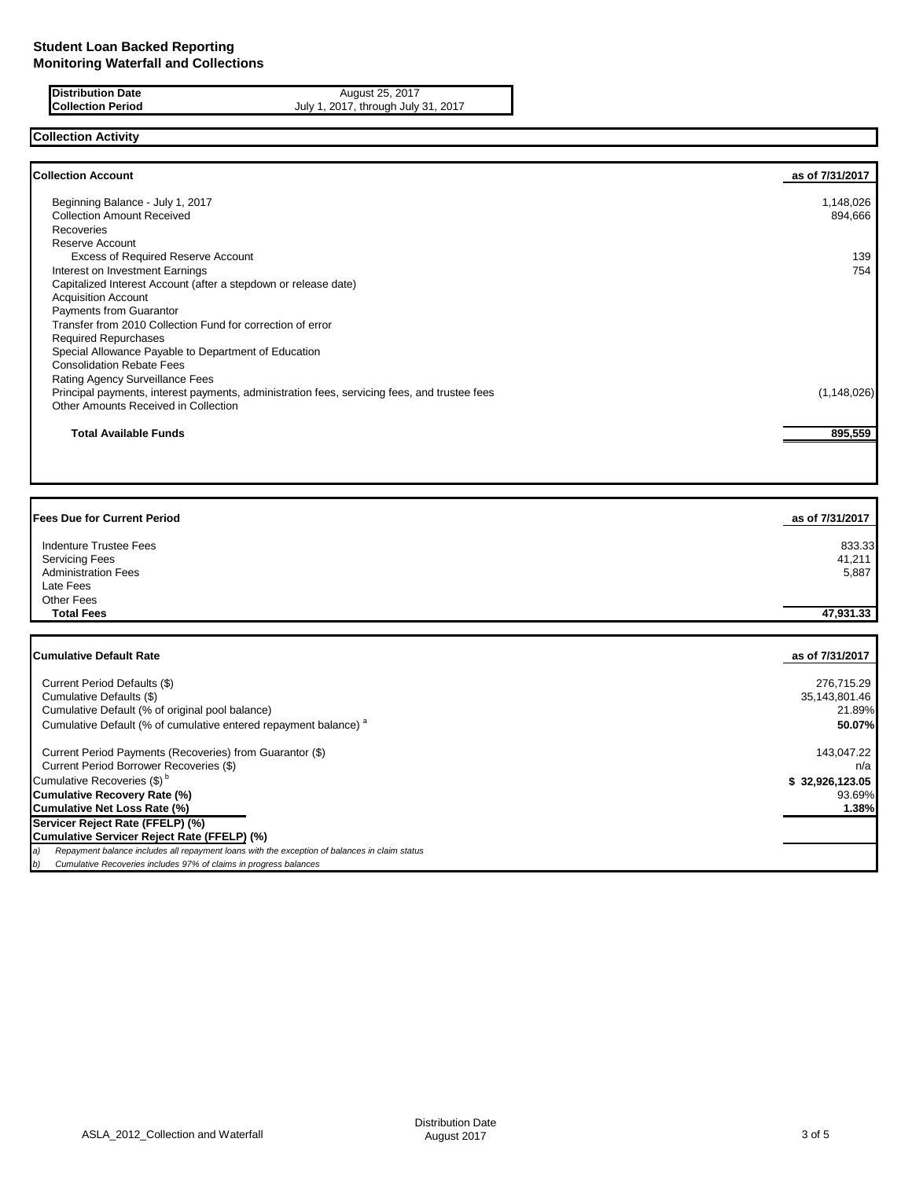**Student Loan Backed Reporting**
**Monitoring Waterfall and Collections**

| | |
|---|---|
| **Distribution Date** | August 25, 2017 |
| **Collection Period** | July 1, 2017, through July 31, 2017 |

## Collection Activity

| **Collection Account** | **as of 7/31/2017** |
|---|---|
| Beginning Balance - July 1, 2017 | 1,148,026 |
| Collection Amount Received | 894,666 |
| Recoveries | |
| Reserve Account | |
| Excess of Required Reserve Account | 139 |
| Interest on Investment Earnings | 754 |
| Capitalized Interest Account (after a stepdown or release date) | |
| Acquisition Account | |
| Payments from Guarantor | |
| Transfer from 2010 Collection Fund for correction of error | |
| Required Repurchases | |
| Special Allowance Payable to Department of Education | |
| Consolidation Rebate Fees | |
| Rating Agency Surveillance Fees | |
| Principal payments, interest payments, administration fees, servicing fees, and trustee fees | (1,148,026) |
| Other Amounts Received in Collection | |
| **Total Available Funds** | **895,559** |

| **Fees Due for Current Period** | **as of 7/31/2017** |
|---|---|
| Indenture Trustee Fees | 833.33 |
| Servicing Fees | 41,211 |
| Administration Fees | 5,887 |
| Late Fees | |
| Other Fees | |
| **Total Fees** | **47,931.33** |

| **Cumulative Default Rate** | **as of 7/31/2017** |
|---|---|
| Current Period Defaults ($) | 276,715.29 |
| Cumulative Defaults ($) | 35,143,801.46 |
| Cumulative Default (% of original pool balance) | 21.89% |
| Cumulative Default (% of cumulative entered repayment balance) [a] | **50.07%** |
| Current Period Payments (Recoveries) from Guarantor ($) | 143,047.22 |
| Current Period Borrower Recoveries ($) | n/a |
| Cumulative Recoveries ($) [b] | **$ 32,926,123.05** |
| **Cumulative Recovery Rate (%)** | 93.69% |
| **Cumulative Net Loss Rate (%)** | **1.38%** |
| **Servicer Reject Rate (FFELP) (%)** | |
| **Cumulative Servicer Reject Rate (FFELP) (%)** | |

*a) Repayment balance includes all repayment loans with the exception of balances in claim status*

*b) Cumulative Recoveries includes 97% of claims in progress balances*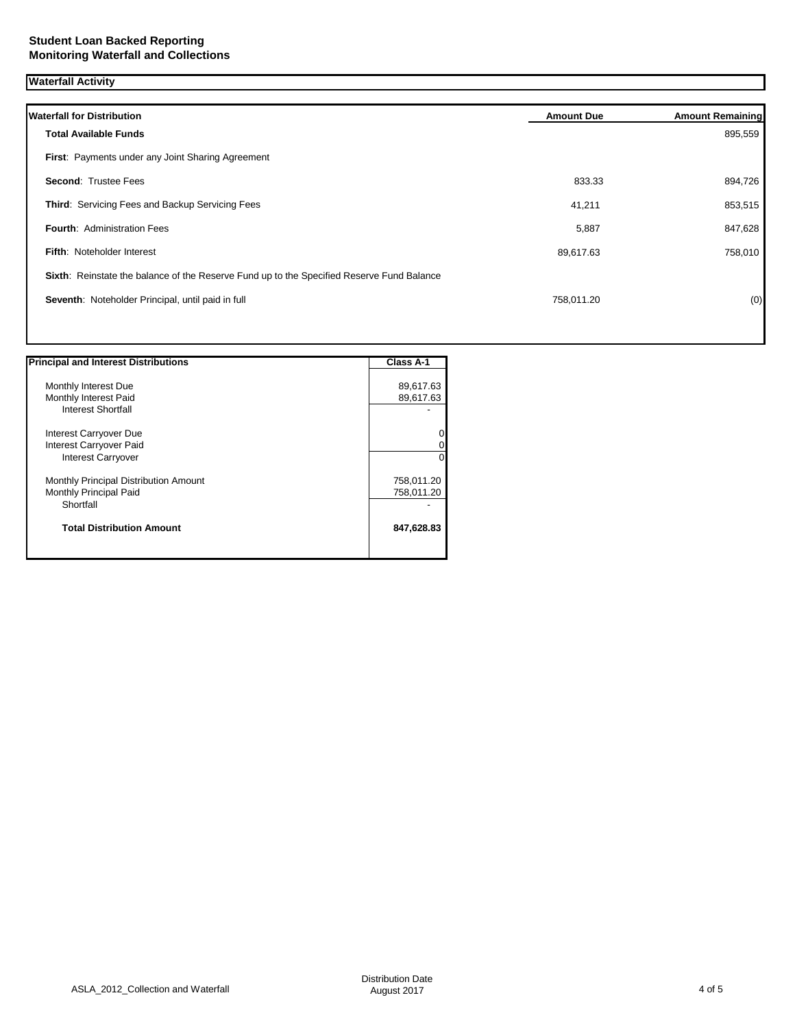**Student Loan Backed Reporting**
**Monitoring Waterfall and Collections**

## Waterfall Activity

| Waterfall for Distribution | Amount Due | Amount Remaining |
|---|---|---|
| **Total Available Funds** | | 895,559 |
| **First**: Payments under any Joint Sharing Agreement | | |
| **Second**: Trustee Fees | 833.33 | 894,726 |
| **Third**: Servicing Fees and Backup Servicing Fees | 41,211 | 853,515 |
| **Fourth**: Administration Fees | 5,887 | 847,628 |
| **Fifth**: Noteholder Interest | 89,617.63 | 758,010 |
| **Sixth**: Reinstate the balance of the Reserve Fund up to the Specified Reserve Fund Balance | | |
| **Seventh**: Noteholder Principal, until paid in full | 758,011.20 | (0) |

| Principal and Interest Distributions | Class A-1 |
|---|---|
| Monthly Interest Due | 89,617.63 |
| Monthly Interest Paid | 89,617.63 |
| Interest Shortfall | - |
| Interest Carryover Due | 0 |
| Interest Carryover Paid | 0 |
| Interest Carryover | 0 |
| Monthly Principal Distribution Amount | 758,011.20 |
| Monthly Principal Paid | 758,011.20 |
| Shortfall | - |
| **Total Distribution Amount** | **847,628.83** |

ASLA_2012_Collection and Waterfall

Distribution Date
August 2017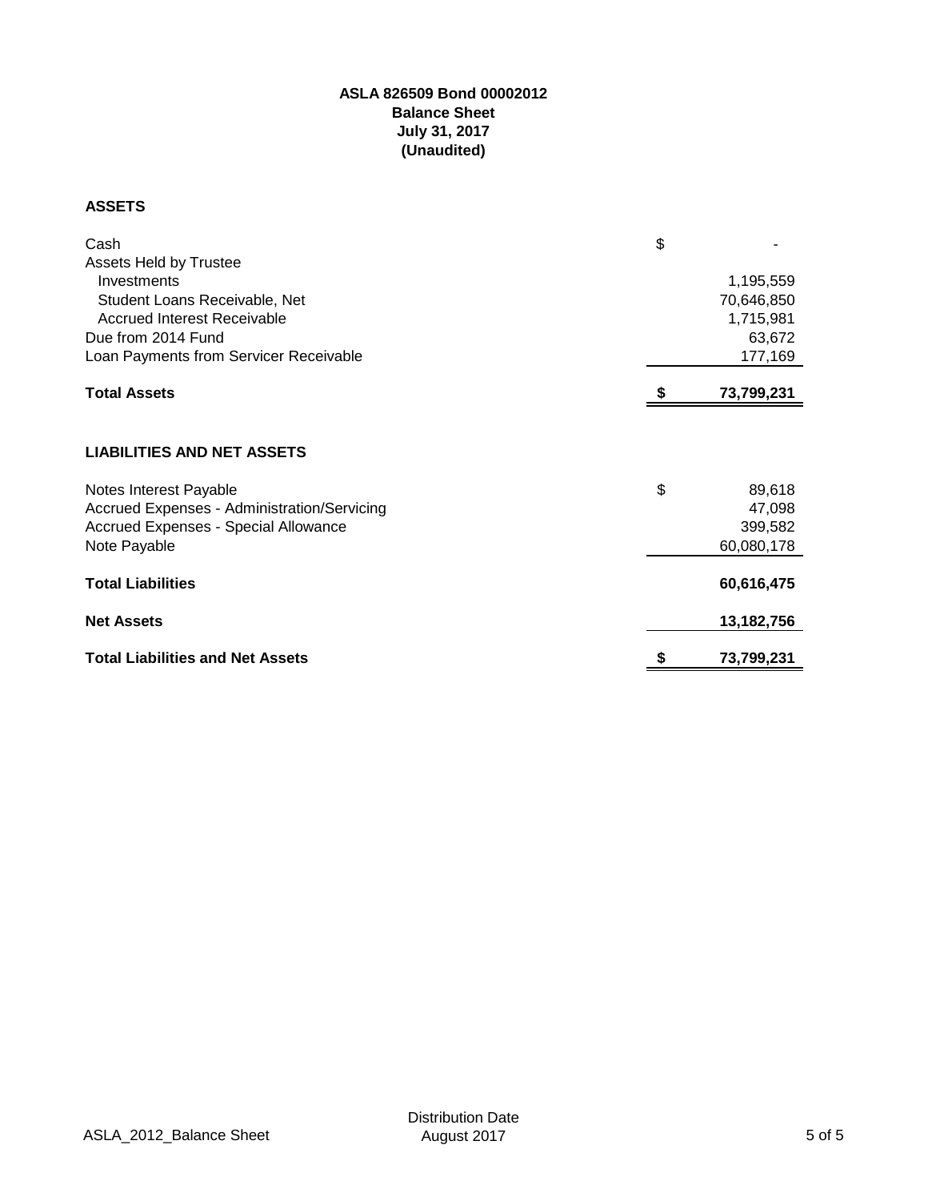**ASLA 826509 Bond 00002012**
**Balance Sheet**
**July 31, 2017**
**(Unaudited)**

## ASSETS

| | | |
|---|---|---|
| Cash | $ | - |
| Assets Held by Trustee | | |
| Investments | | 1,195,559 |
| Student Loans Receivable, Net | | 70,646,850 |
| Accrued Interest Receivable | | 1,715,981 |
| Due from 2014 Fund | | 63,672 |
| Loan Payments from Servicer Receivable | | 177,169 |
| **Total Assets** | **$** | **73,799,231** |

## LIABILITIES AND NET ASSETS

| | | |
|---|---|---|
| Notes Interest Payable | $ | 89,618 |
| Accrued Expenses - Administration/Servicing | | 47,098 |
| Accrued Expenses - Special Allowance | | 399,582 |
| Note Payable | | 60,080,178 |
| **Total Liabilities** | | **60,616,475** |
| **Net Assets** | | **13,182,756** |
| **Total Liabilities and Net Assets** | **$** | **73,799,231** |

ASLA_2012_Balance Sheet

Distribution Date
August 2017